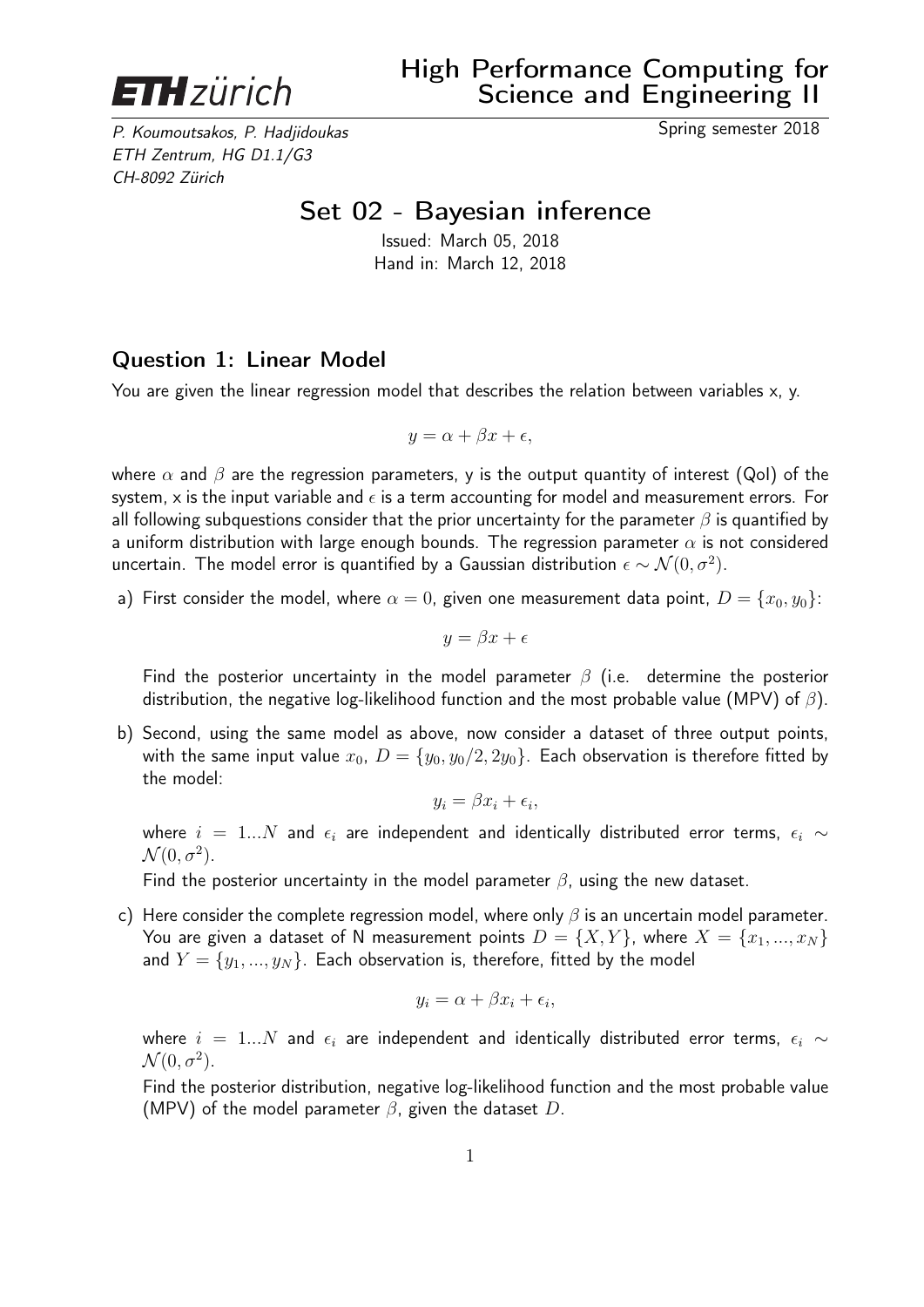**ETH** zürich

# High Performance Computing for Science and Engineering II

*P. Koumoutsakos, P. Hadjidoukas*
*ETH Zentrum, HG D1.1/G3*
*CH-8092 Zürich*

Spring semester 2018

## Set 02 - Bayesian inference

Issued: March 05, 2018
Hand in: March 12, 2018

### Question 1: Linear Model

You are given the linear regression model that describes the relation between variables x, y.

$$y = \alpha + \beta x + \epsilon,$$

where $\alpha$ and $\beta$ are the regression parameters, y is the output quantity of interest (QoI) of the system, x is the input variable and $\epsilon$ is a term accounting for model and measurement errors. For all following subquestions consider that the prior uncertainty for the parameter $\beta$ is quantified by a uniform distribution with large enough bounds. The regression parameter $\alpha$ is not considered uncertain. The model error is quantified by a Gaussian distribution $\epsilon \sim \mathcal{N}(0, \sigma^2)$.

a) First consider the model, where $\alpha = 0$, given one measurement data point, $D = \{x_0, y_0\}$:

$$y = \beta x + \epsilon$$

Find the posterior uncertainty in the model parameter $\beta$ (i.e. determine the posterior distribution, the negative log-likelihood function and the most probable value (MPV) of $\beta$).

b) Second, using the same model as above, now consider a dataset of three output points, with the same input value $x_0$, $D = \{y_0, y_0/2, 2y_0\}$. Each observation is therefore fitted by the model:

$$y_i = \beta x_i + \epsilon_i,$$

where $i = 1...N$ and $\epsilon_i$ are independent and identically distributed error terms, $\epsilon_i \sim \mathcal{N}(0, \sigma^2)$.

Find the posterior uncertainty in the model parameter $\beta$, using the new dataset.

c) Here consider the complete regression model, where only $\beta$ is an uncertain model parameter. You are given a dataset of N measurement points $D = \{X, Y\}$, where $X = \{x_1, ..., x_N\}$ and $Y = \{y_1, ..., y_N\}$. Each observation is, therefore, fitted by the model

$$y_i = \alpha + \beta x_i + \epsilon_i,$$

where $i = 1...N$ and $\epsilon_i$ are independent and identically distributed error terms, $\epsilon_i \sim \mathcal{N}(0, \sigma^2)$.

Find the posterior distribution, negative log-likelihood function and the most probable value (MPV) of the model parameter $\beta$, given the dataset $D$.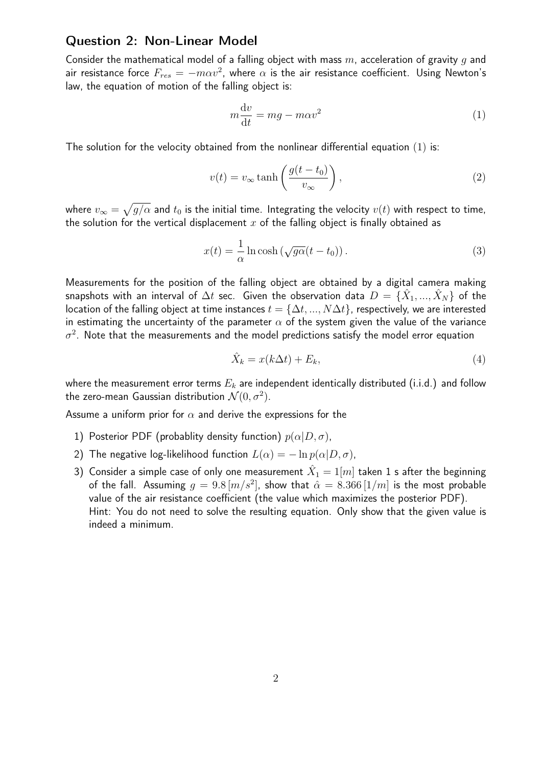## Question 2: Non-Linear Model

Consider the mathematical model of a falling object with mass $m$, acceleration of gravity $g$ and air resistance force $F_{res} = -m\alpha v^2$, where $\alpha$ is the air resistance coefficient. Using Newton's law, the equation of motion of the falling object is:

$$m\frac{\mathrm{d}v}{\mathrm{d}t} = mg - m\alpha v^2 \tag{1}$$

The solution for the velocity obtained from the nonlinear differential equation (1) is:

$$v(t) = v_\infty \tanh\left(\frac{g(t-t_0)}{v_\infty}\right), \tag{2}$$

where $v_\infty = \sqrt{g/\alpha}$ and $t_0$ is the initial time. Integrating the velocity $v(t)$ with respect to time, the solution for the vertical displacement $x$ of the falling object is finally obtained as

$$x(t) = \frac{1}{\alpha}\ln\cosh\left(\sqrt{g\alpha}(t-t_0)\right). \tag{3}$$

Measurements for the position of the falling object are obtained by a digital camera making snapshots with an interval of $\Delta t$ sec. Given the observation data $D = \{\hat{X}_1, ..., \hat{X}_N\}$ of the location of the falling object at time instances $t = \{\Delta t, ..., N\Delta t\}$, respectively, we are interested in estimating the uncertainty of the parameter $\alpha$ of the system given the value of the variance $\sigma^2$. Note that the measurements and the model predictions satisfy the model error equation

$$\hat{X}_k = x(k\Delta t) + E_k, \tag{4}$$

where the measurement error terms $E_k$ are independent identically distributed (i.i.d.) and follow the zero-mean Gaussian distribution $\mathcal{N}(0, \sigma^2)$.

Assume a uniform prior for $\alpha$ and derive the expressions for the

1) Posterior PDF (probablity density function) $p(\alpha|D,\sigma)$,
2) The negative log-likelihood function $L(\alpha) = -\ln p(\alpha|D,\sigma)$,
3) Consider a simple case of only one measurement $\hat{X}_1 = 1[m]$ taken 1 s after the beginning of the fall. Assuming $g = 9.8\,[m/s^2]$, show that $\hat{\alpha} = 8.366\,[1/m]$ is the most probable value of the air resistance coefficient (the value which maximizes the posterior PDF).
   Hint: You do not need to solve the resulting equation. Only show that the given value is indeed a minimum.